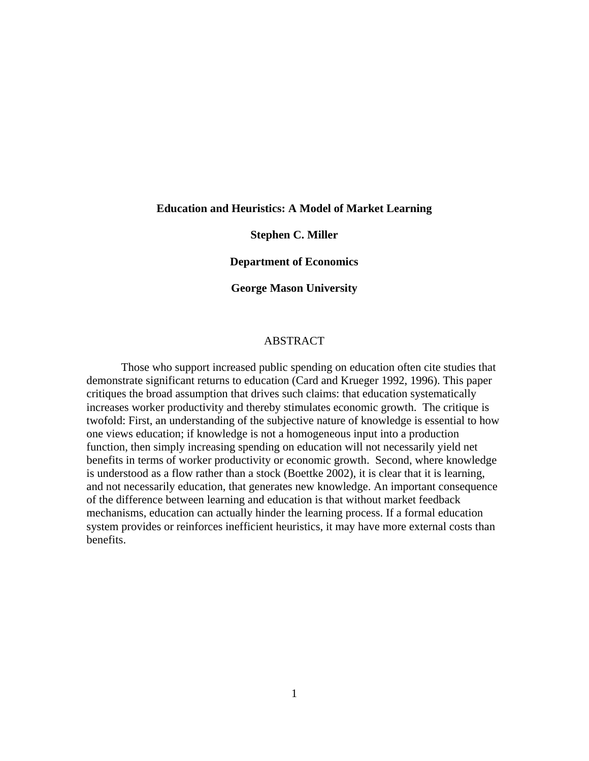# Education and Heuristics: A Model of Market Learning

**Stephen C. Miller**

**Department of Economics**

**George Mason University**

## ABSTRACT

Those who support increased public spending on education often cite studies that demonstrate significant returns to education (Card and Krueger 1992, 1996). This paper critiques the broad assumption that drives such claims: that education systematically increases worker productivity and thereby stimulates economic growth. The critique is twofold: First, an understanding of the subjective nature of knowledge is essential to how one views education; if knowledge is not a homogeneous input into a production function, then simply increasing spending on education will not necessarily yield net benefits in terms of worker productivity or economic growth. Second, where knowledge is understood as a flow rather than a stock (Boettke 2002), it is clear that it is learning, and not necessarily education, that generates new knowledge. An important consequence of the difference between learning and education is that without market feedback mechanisms, education can actually hinder the learning process. If a formal education system provides or reinforces inefficient heuristics, it may have more external costs than benefits.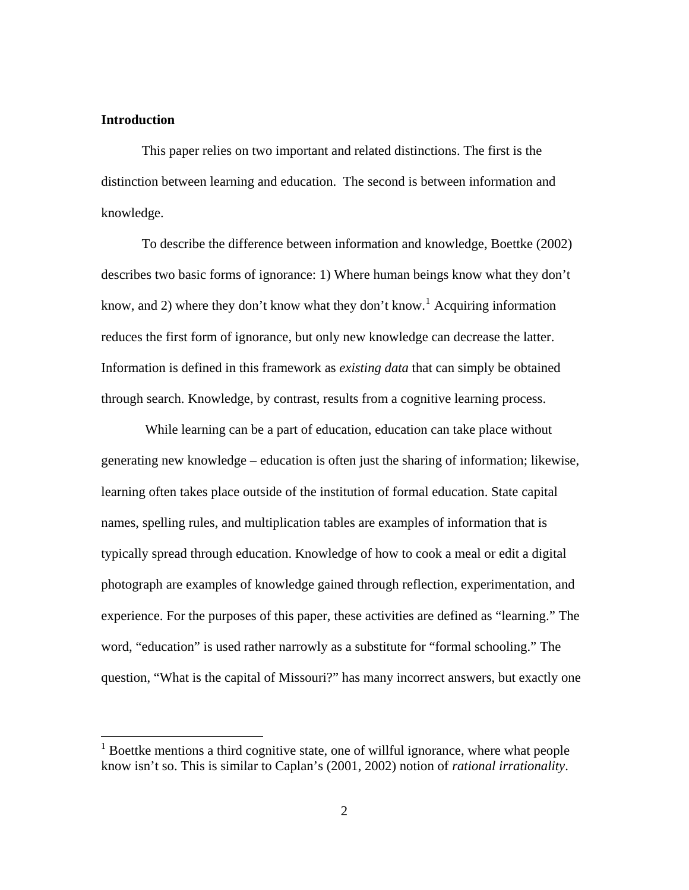## Introduction

This paper relies on two important and related distinctions. The first is the distinction between learning and education. The second is between information and knowledge.

To describe the difference between information and knowledge, Boettke (2002) describes two basic forms of ignorance: 1) Where human beings know what they don't know, and 2) where they don't know what they don't know.[1] Acquiring information reduces the first form of ignorance, but only new knowledge can decrease the latter. Information is defined in this framework as *existing data* that can simply be obtained through search. Knowledge, by contrast, results from a cognitive learning process.

While learning can be a part of education, education can take place without generating new knowledge – education is often just the sharing of information; likewise, learning often takes place outside of the institution of formal education. State capital names, spelling rules, and multiplication tables are examples of information that is typically spread through education. Knowledge of how to cook a meal or edit a digital photograph are examples of knowledge gained through reflection, experimentation, and experience. For the purposes of this paper, these activities are defined as "learning." The word, "education" is used rather narrowly as a substitute for "formal schooling." The question, "What is the capital of Missouri?" has many incorrect answers, but exactly one

[1] Boettke mentions a third cognitive state, one of willful ignorance, where what people know isn't so. This is similar to Caplan's (2001, 2002) notion of *rational irrationality*.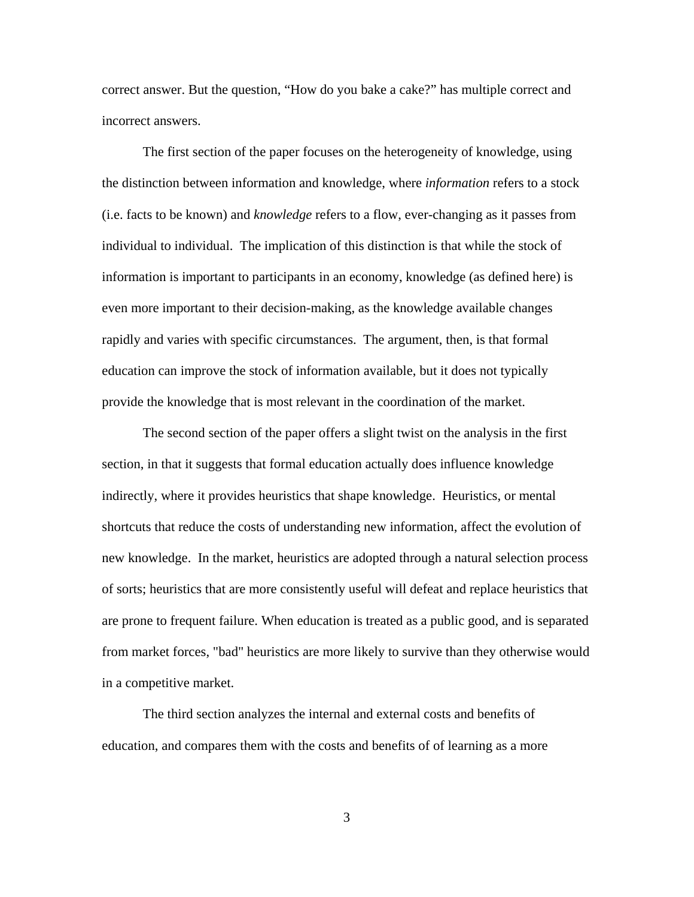correct answer. But the question, "How do you bake a cake?" has multiple correct and incorrect answers.

The first section of the paper focuses on the heterogeneity of knowledge, using the distinction between information and knowledge, where *information* refers to a stock (i.e. facts to be known) and *knowledge* refers to a flow, ever-changing as it passes from individual to individual.  The implication of this distinction is that while the stock of information is important to participants in an economy, knowledge (as defined here) is even more important to their decision-making, as the knowledge available changes rapidly and varies with specific circumstances.  The argument, then, is that formal education can improve the stock of information available, but it does not typically provide the knowledge that is most relevant in the coordination of the market.

The second section of the paper offers a slight twist on the analysis in the first section, in that it suggests that formal education actually does influence knowledge indirectly, where it provides heuristics that shape knowledge.  Heuristics, or mental shortcuts that reduce the costs of understanding new information, affect the evolution of new knowledge.  In the market, heuristics are adopted through a natural selection process of sorts; heuristics that are more consistently useful will defeat and replace heuristics that are prone to frequent failure. When education is treated as a public good, and is separated from market forces, "bad" heuristics are more likely to survive than they otherwise would in a competitive market.

The third section analyzes the internal and external costs and benefits of education, and compares them with the costs and benefits of of learning as a more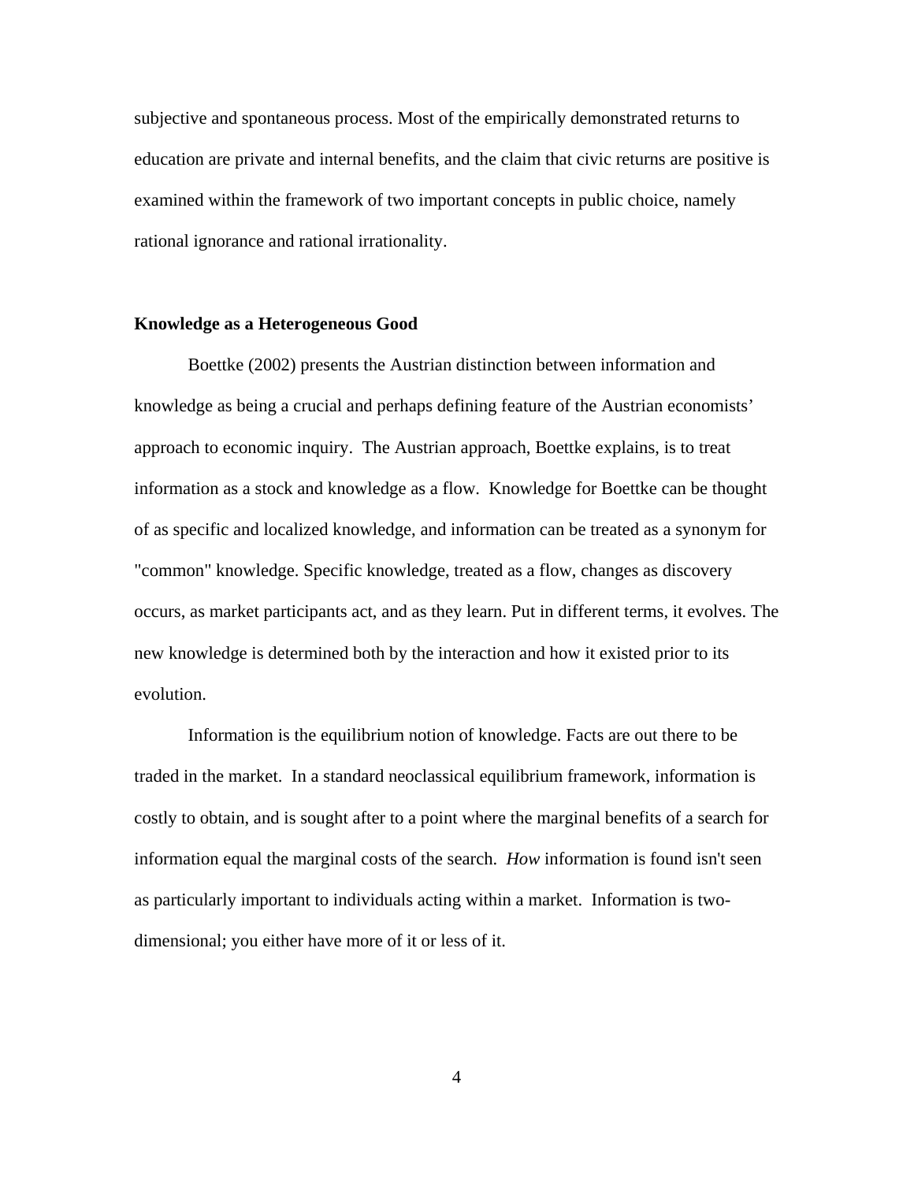subjective and spontaneous process. Most of the empirically demonstrated returns to education are private and internal benefits, and the claim that civic returns are positive is examined within the framework of two important concepts in public choice, namely rational ignorance and rational irrationality.

## Knowledge as a Heterogeneous Good

Boettke (2002) presents the Austrian distinction between information and knowledge as being a crucial and perhaps defining feature of the Austrian economists' approach to economic inquiry. The Austrian approach, Boettke explains, is to treat information as a stock and knowledge as a flow. Knowledge for Boettke can be thought of as specific and localized knowledge, and information can be treated as a synonym for "common" knowledge. Specific knowledge, treated as a flow, changes as discovery occurs, as market participants act, and as they learn. Put in different terms, it evolves. The new knowledge is determined both by the interaction and how it existed prior to its evolution.

Information is the equilibrium notion of knowledge. Facts are out there to be traded in the market. In a standard neoclassical equilibrium framework, information is costly to obtain, and is sought after to a point where the marginal benefits of a search for information equal the marginal costs of the search. *How* information is found isn't seen as particularly important to individuals acting within a market. Information is two-dimensional; you either have more of it or less of it.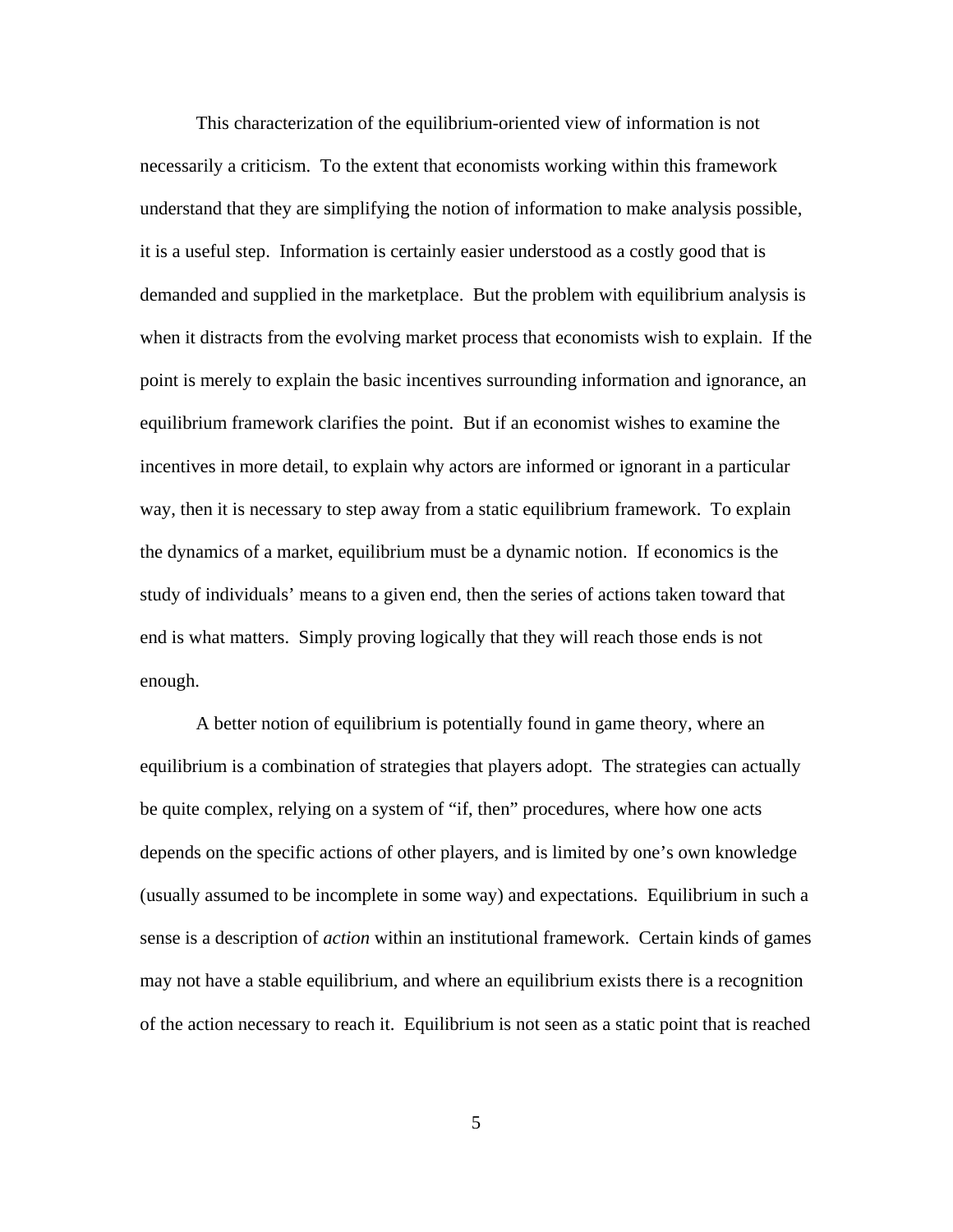This characterization of the equilibrium-oriented view of information is not necessarily a criticism. To the extent that economists working within this framework understand that they are simplifying the notion of information to make analysis possible, it is a useful step. Information is certainly easier understood as a costly good that is demanded and supplied in the marketplace. But the problem with equilibrium analysis is when it distracts from the evolving market process that economists wish to explain. If the point is merely to explain the basic incentives surrounding information and ignorance, an equilibrium framework clarifies the point. But if an economist wishes to examine the incentives in more detail, to explain why actors are informed or ignorant in a particular way, then it is necessary to step away from a static equilibrium framework. To explain the dynamics of a market, equilibrium must be a dynamic notion. If economics is the study of individuals' means to a given end, then the series of actions taken toward that end is what matters. Simply proving logically that they will reach those ends is not enough.

A better notion of equilibrium is potentially found in game theory, where an equilibrium is a combination of strategies that players adopt. The strategies can actually be quite complex, relying on a system of "if, then" procedures, where how one acts depends on the specific actions of other players, and is limited by one's own knowledge (usually assumed to be incomplete in some way) and expectations. Equilibrium in such a sense is a description of *action* within an institutional framework. Certain kinds of games may not have a stable equilibrium, and where an equilibrium exists there is a recognition of the action necessary to reach it. Equilibrium is not seen as a static point that is reached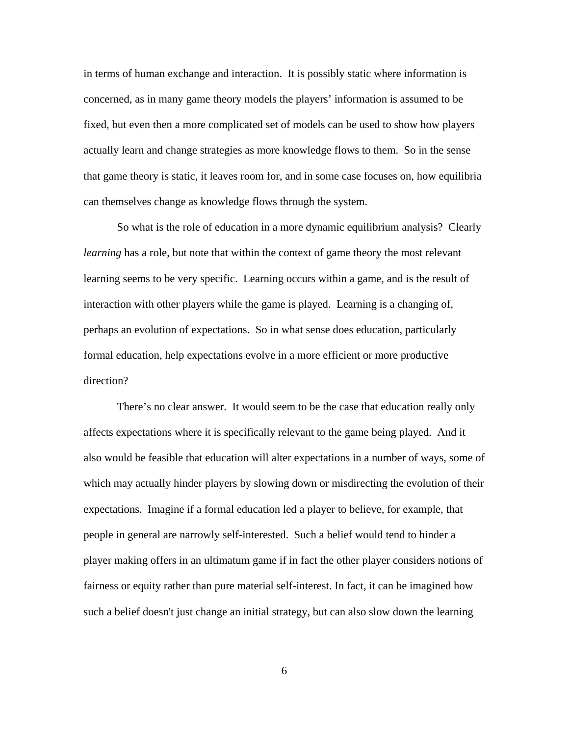in terms of human exchange and interaction. It is possibly static where information is concerned, as in many game theory models the players' information is assumed to be fixed, but even then a more complicated set of models can be used to show how players actually learn and change strategies as more knowledge flows to them. So in the sense that game theory is static, it leaves room for, and in some case focuses on, how equilibria can themselves change as knowledge flows through the system.

So what is the role of education in a more dynamic equilibrium analysis? Clearly *learning* has a role, but note that within the context of game theory the most relevant learning seems to be very specific. Learning occurs within a game, and is the result of interaction with other players while the game is played. Learning is a changing of, perhaps an evolution of expectations. So in what sense does education, particularly formal education, help expectations evolve in a more efficient or more productive direction?

There's no clear answer. It would seem to be the case that education really only affects expectations where it is specifically relevant to the game being played. And it also would be feasible that education will alter expectations in a number of ways, some of which may actually hinder players by slowing down or misdirecting the evolution of their expectations. Imagine if a formal education led a player to believe, for example, that people in general are narrowly self-interested. Such a belief would tend to hinder a player making offers in an ultimatum game if in fact the other player considers notions of fairness or equity rather than pure material self-interest. In fact, it can be imagined how such a belief doesn't just change an initial strategy, but can also slow down the learning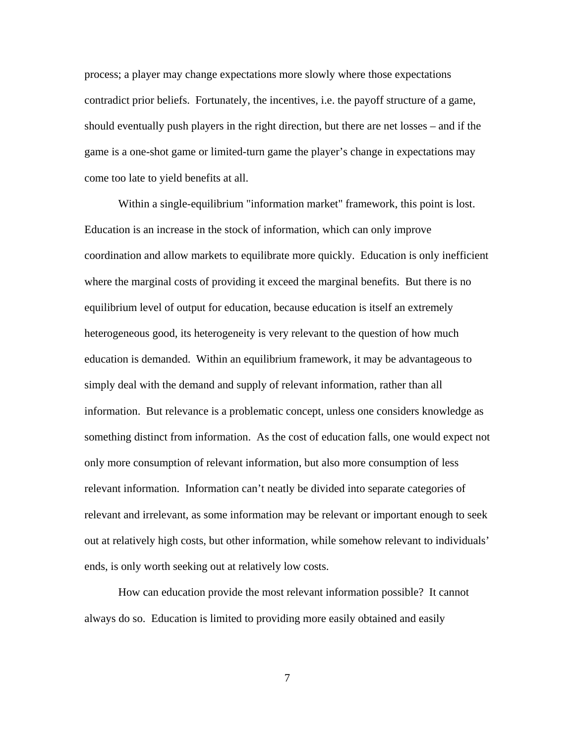process; a player may change expectations more slowly where those expectations contradict prior beliefs. Fortunately, the incentives, i.e. the payoff structure of a game, should eventually push players in the right direction, but there are net losses – and if the game is a one-shot game or limited-turn game the player's change in expectations may come too late to yield benefits at all.

Within a single-equilibrium "information market" framework, this point is lost. Education is an increase in the stock of information, which can only improve coordination and allow markets to equilibrate more quickly. Education is only inefficient where the marginal costs of providing it exceed the marginal benefits. But there is no equilibrium level of output for education, because education is itself an extremely heterogeneous good, its heterogeneity is very relevant to the question of how much education is demanded. Within an equilibrium framework, it may be advantageous to simply deal with the demand and supply of relevant information, rather than all information. But relevance is a problematic concept, unless one considers knowledge as something distinct from information. As the cost of education falls, one would expect not only more consumption of relevant information, but also more consumption of less relevant information. Information can't neatly be divided into separate categories of relevant and irrelevant, as some information may be relevant or important enough to seek out at relatively high costs, but other information, while somehow relevant to individuals' ends, is only worth seeking out at relatively low costs.

How can education provide the most relevant information possible? It cannot always do so. Education is limited to providing more easily obtained and easily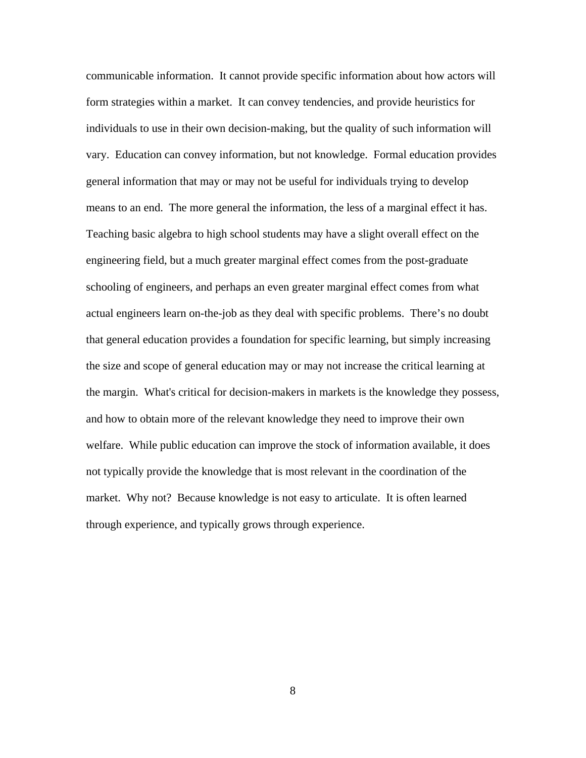communicable information. It cannot provide specific information about how actors will form strategies within a market. It can convey tendencies, and provide heuristics for individuals to use in their own decision-making, but the quality of such information will vary. Education can convey information, but not knowledge. Formal education provides general information that may or may not be useful for individuals trying to develop means to an end. The more general the information, the less of a marginal effect it has. Teaching basic algebra to high school students may have a slight overall effect on the engineering field, but a much greater marginal effect comes from the post-graduate schooling of engineers, and perhaps an even greater marginal effect comes from what actual engineers learn on-the-job as they deal with specific problems. There's no doubt that general education provides a foundation for specific learning, but simply increasing the size and scope of general education may or may not increase the critical learning at the margin. What's critical for decision-makers in markets is the knowledge they possess, and how to obtain more of the relevant knowledge they need to improve their own welfare. While public education can improve the stock of information available, it does not typically provide the knowledge that is most relevant in the coordination of the market. Why not? Because knowledge is not easy to articulate. It is often learned through experience, and typically grows through experience.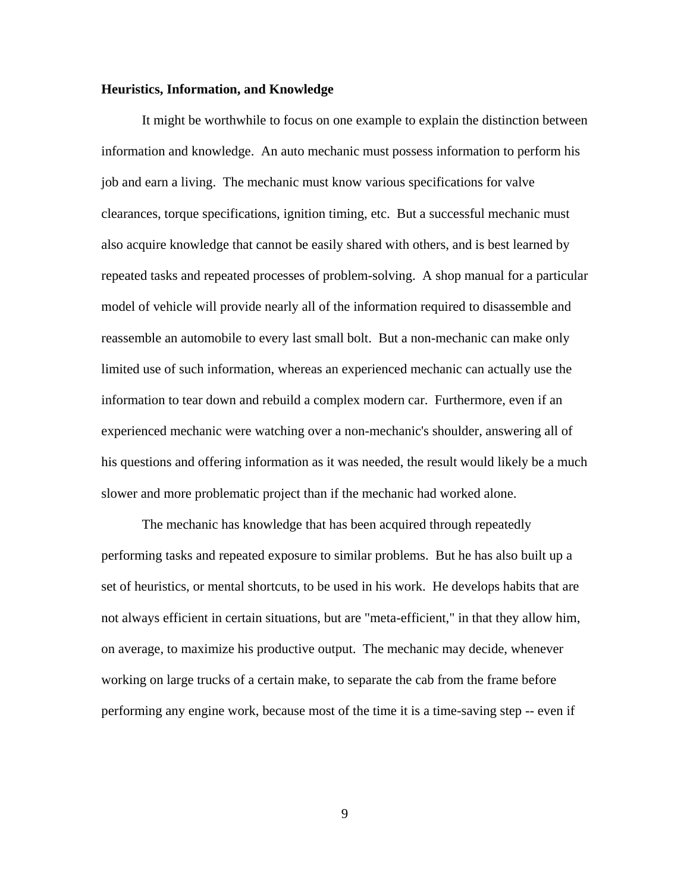**Heuristics, Information, and Knowledge**

It might be worthwhile to focus on one example to explain the distinction between information and knowledge. An auto mechanic must possess information to perform his job and earn a living. The mechanic must know various specifications for valve clearances, torque specifications, ignition timing, etc. But a successful mechanic must also acquire knowledge that cannot be easily shared with others, and is best learned by repeated tasks and repeated processes of problem-solving. A shop manual for a particular model of vehicle will provide nearly all of the information required to disassemble and reassemble an automobile to every last small bolt. But a non-mechanic can make only limited use of such information, whereas an experienced mechanic can actually use the information to tear down and rebuild a complex modern car. Furthermore, even if an experienced mechanic were watching over a non-mechanic's shoulder, answering all of his questions and offering information as it was needed, the result would likely be a much slower and more problematic project than if the mechanic had worked alone.

The mechanic has knowledge that has been acquired through repeatedly performing tasks and repeated exposure to similar problems. But he has also built up a set of heuristics, or mental shortcuts, to be used in his work. He develops habits that are not always efficient in certain situations, but are "meta-efficient," in that they allow him, on average, to maximize his productive output. The mechanic may decide, whenever working on large trucks of a certain make, to separate the cab from the frame before performing any engine work, because most of the time it is a time-saving step -- even if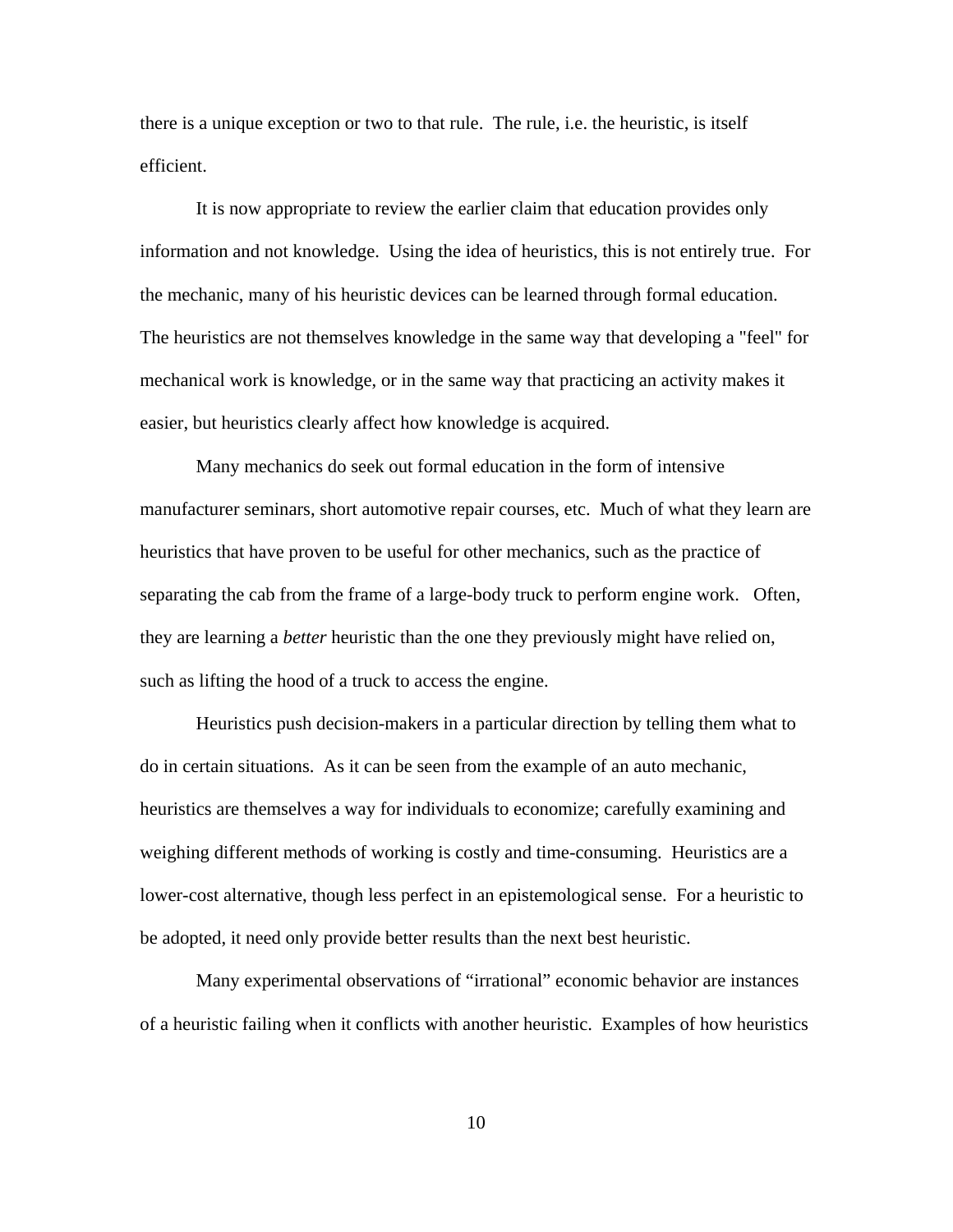there is a unique exception or two to that rule. The rule, i.e. the heuristic, is itself efficient.

It is now appropriate to review the earlier claim that education provides only information and not knowledge. Using the idea of heuristics, this is not entirely true. For the mechanic, many of his heuristic devices can be learned through formal education. The heuristics are not themselves knowledge in the same way that developing a "feel" for mechanical work is knowledge, or in the same way that practicing an activity makes it easier, but heuristics clearly affect how knowledge is acquired.

Many mechanics do seek out formal education in the form of intensive manufacturer seminars, short automotive repair courses, etc. Much of what they learn are heuristics that have proven to be useful for other mechanics, such as the practice of separating the cab from the frame of a large-body truck to perform engine work. Often, they are learning a *better* heuristic than the one they previously might have relied on, such as lifting the hood of a truck to access the engine.

Heuristics push decision-makers in a particular direction by telling them what to do in certain situations. As it can be seen from the example of an auto mechanic, heuristics are themselves a way for individuals to economize; carefully examining and weighing different methods of working is costly and time-consuming. Heuristics are a lower-cost alternative, though less perfect in an epistemological sense. For a heuristic to be adopted, it need only provide better results than the next best heuristic.

Many experimental observations of "irrational" economic behavior are instances of a heuristic failing when it conflicts with another heuristic. Examples of how heuristics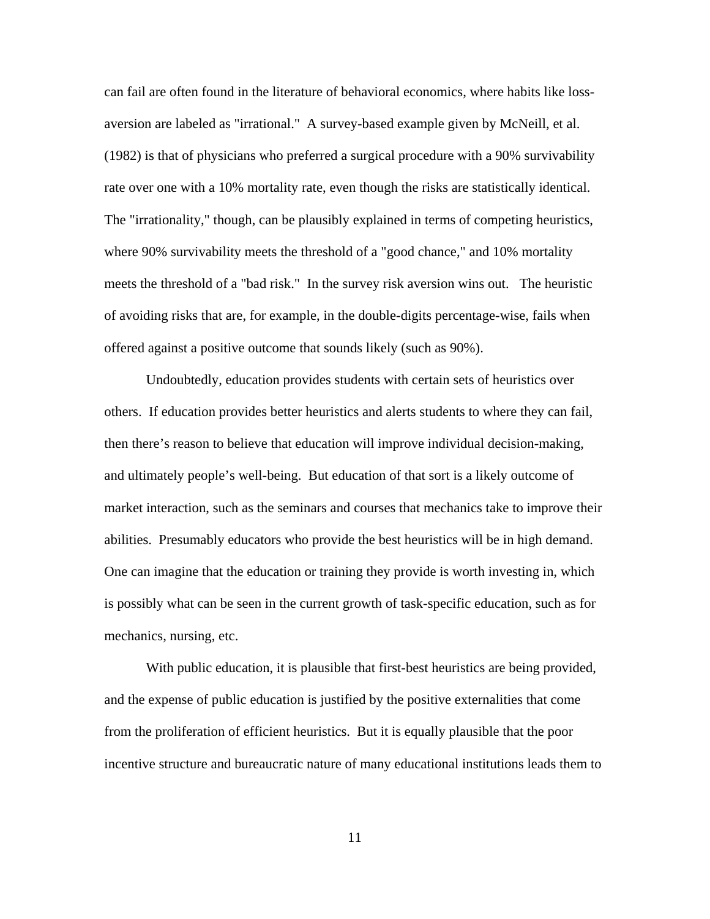can fail are often found in the literature of behavioral economics, where habits like loss-aversion are labeled as "irrational." A survey-based example given by McNeill, et al. (1982) is that of physicians who preferred a surgical procedure with a 90% survivability rate over one with a 10% mortality rate, even though the risks are statistically identical. The "irrationality," though, can be plausibly explained in terms of competing heuristics, where 90% survivability meets the threshold of a "good chance," and 10% mortality meets the threshold of a "bad risk." In the survey risk aversion wins out. The heuristic of avoiding risks that are, for example, in the double-digits percentage-wise, fails when offered against a positive outcome that sounds likely (such as 90%).

Undoubtedly, education provides students with certain sets of heuristics over others. If education provides better heuristics and alerts students to where they can fail, then there's reason to believe that education will improve individual decision-making, and ultimately people's well-being. But education of that sort is a likely outcome of market interaction, such as the seminars and courses that mechanics take to improve their abilities. Presumably educators who provide the best heuristics will be in high demand. One can imagine that the education or training they provide is worth investing in, which is possibly what can be seen in the current growth of task-specific education, such as for mechanics, nursing, etc.

With public education, it is plausible that first-best heuristics are being provided, and the expense of public education is justified by the positive externalities that come from the proliferation of efficient heuristics. But it is equally plausible that the poor incentive structure and bureaucratic nature of many educational institutions leads them to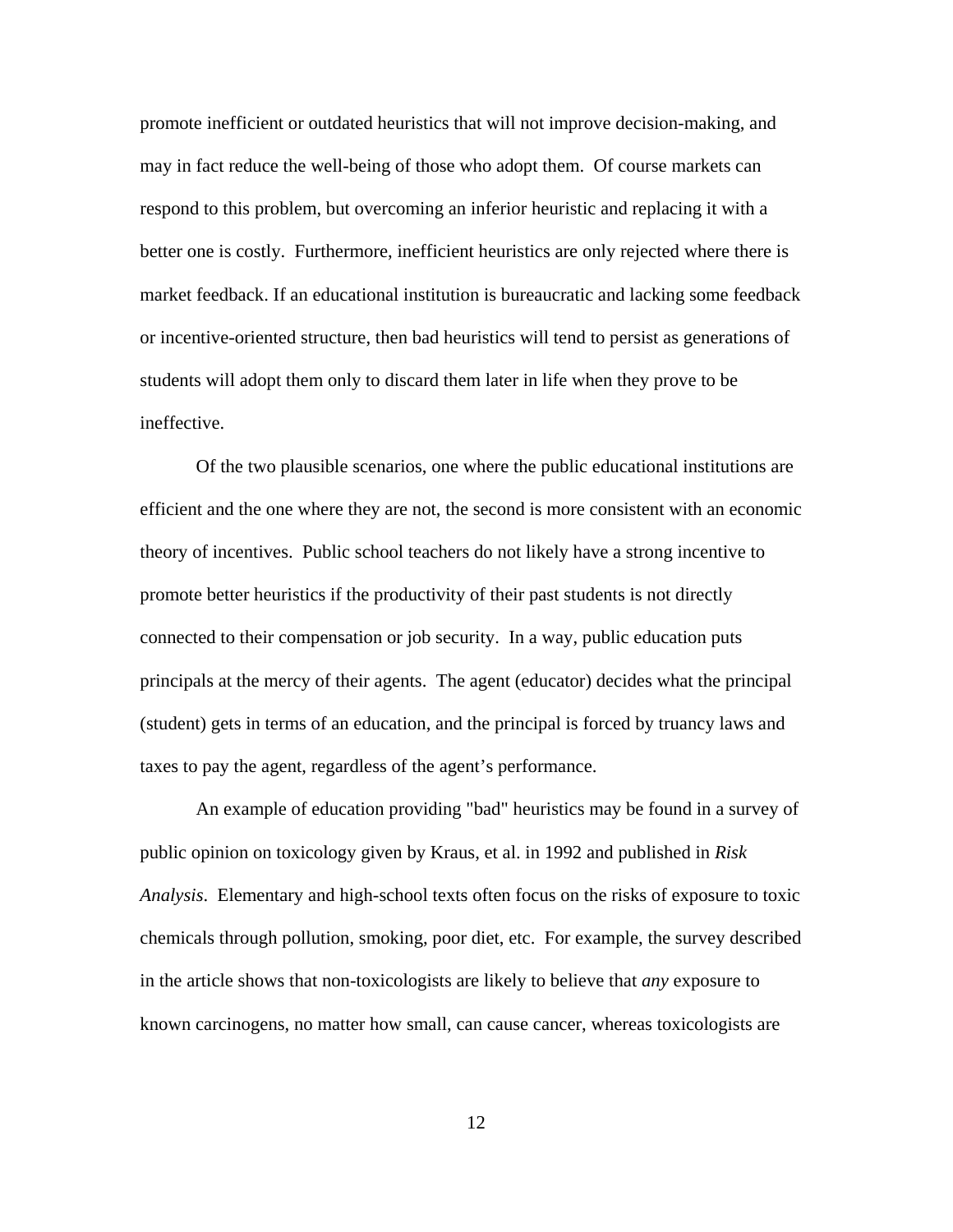promote inefficient or outdated heuristics that will not improve decision-making, and may in fact reduce the well-being of those who adopt them. Of course markets can respond to this problem, but overcoming an inferior heuristic and replacing it with a better one is costly. Furthermore, inefficient heuristics are only rejected where there is market feedback. If an educational institution is bureaucratic and lacking some feedback or incentive-oriented structure, then bad heuristics will tend to persist as generations of students will adopt them only to discard them later in life when they prove to be ineffective.

Of the two plausible scenarios, one where the public educational institutions are efficient and the one where they are not, the second is more consistent with an economic theory of incentives. Public school teachers do not likely have a strong incentive to promote better heuristics if the productivity of their past students is not directly connected to their compensation or job security. In a way, public education puts principals at the mercy of their agents. The agent (educator) decides what the principal (student) gets in terms of an education, and the principal is forced by truancy laws and taxes to pay the agent, regardless of the agent's performance.

An example of education providing "bad" heuristics may be found in a survey of public opinion on toxicology given by Kraus, et al. in 1992 and published in *Risk Analysis*. Elementary and high-school texts often focus on the risks of exposure to toxic chemicals through pollution, smoking, poor diet, etc. For example, the survey described in the article shows that non-toxicologists are likely to believe that *any* exposure to known carcinogens, no matter how small, can cause cancer, whereas toxicologists are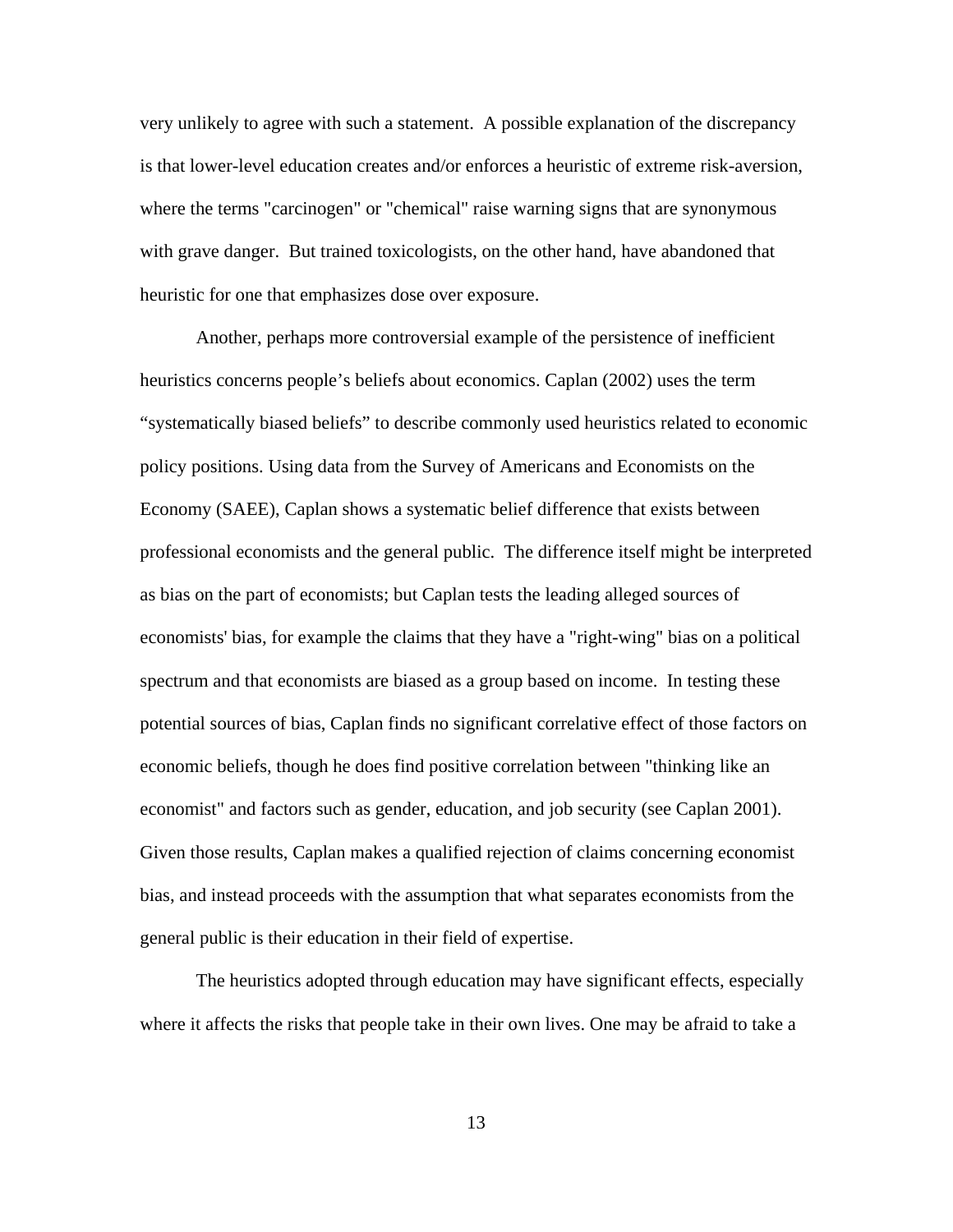very unlikely to agree with such a statement. A possible explanation of the discrepancy is that lower-level education creates and/or enforces a heuristic of extreme risk-aversion, where the terms "carcinogen" or "chemical" raise warning signs that are synonymous with grave danger. But trained toxicologists, on the other hand, have abandoned that heuristic for one that emphasizes dose over exposure.

Another, perhaps more controversial example of the persistence of inefficient heuristics concerns people's beliefs about economics. Caplan (2002) uses the term "systematically biased beliefs" to describe commonly used heuristics related to economic policy positions. Using data from the Survey of Americans and Economists on the Economy (SAEE), Caplan shows a systematic belief difference that exists between professional economists and the general public. The difference itself might be interpreted as bias on the part of economists; but Caplan tests the leading alleged sources of economists' bias, for example the claims that they have a "right-wing" bias on a political spectrum and that economists are biased as a group based on income. In testing these potential sources of bias, Caplan finds no significant correlative effect of those factors on economic beliefs, though he does find positive correlation between "thinking like an economist" and factors such as gender, education, and job security (see Caplan 2001). Given those results, Caplan makes a qualified rejection of claims concerning economist bias, and instead proceeds with the assumption that what separates economists from the general public is their education in their field of expertise.

The heuristics adopted through education may have significant effects, especially where it affects the risks that people take in their own lives. One may be afraid to take a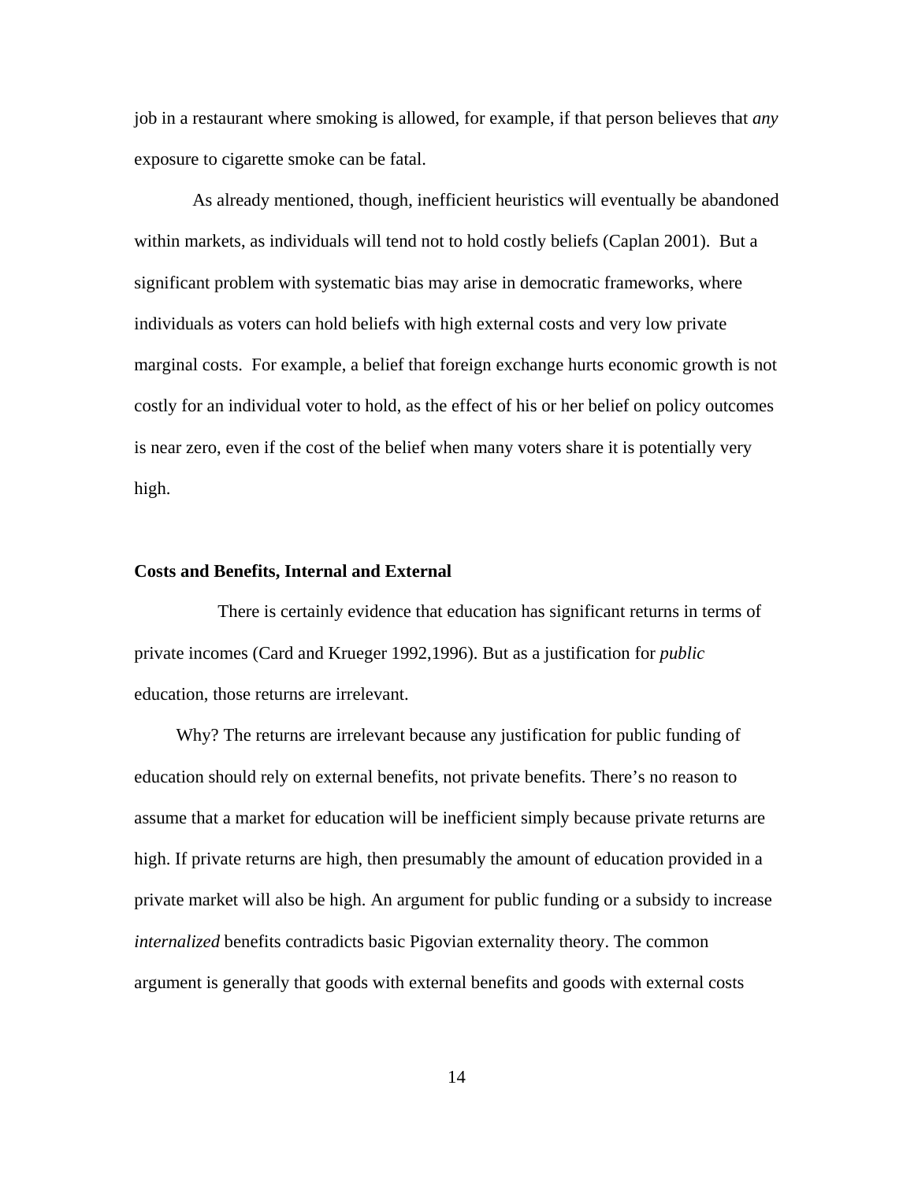job in a restaurant where smoking is allowed, for example, if that person believes that *any* exposure to cigarette smoke can be fatal.

As already mentioned, though, inefficient heuristics will eventually be abandoned within markets, as individuals will tend not to hold costly beliefs (Caplan 2001). But a significant problem with systematic bias may arise in democratic frameworks, where individuals as voters can hold beliefs with high external costs and very low private marginal costs. For example, a belief that foreign exchange hurts economic growth is not costly for an individual voter to hold, as the effect of his or her belief on policy outcomes is near zero, even if the cost of the belief when many voters share it is potentially very high.

### Costs and Benefits, Internal and External

There is certainly evidence that education has significant returns in terms of private incomes (Card and Krueger 1992,1996). But as a justification for *public* education, those returns are irrelevant.

Why? The returns are irrelevant because any justification for public funding of education should rely on external benefits, not private benefits. There's no reason to assume that a market for education will be inefficient simply because private returns are high. If private returns are high, then presumably the amount of education provided in a private market will also be high. An argument for public funding or a subsidy to increase *internalized* benefits contradicts basic Pigovian externality theory. The common argument is generally that goods with external benefits and goods with external costs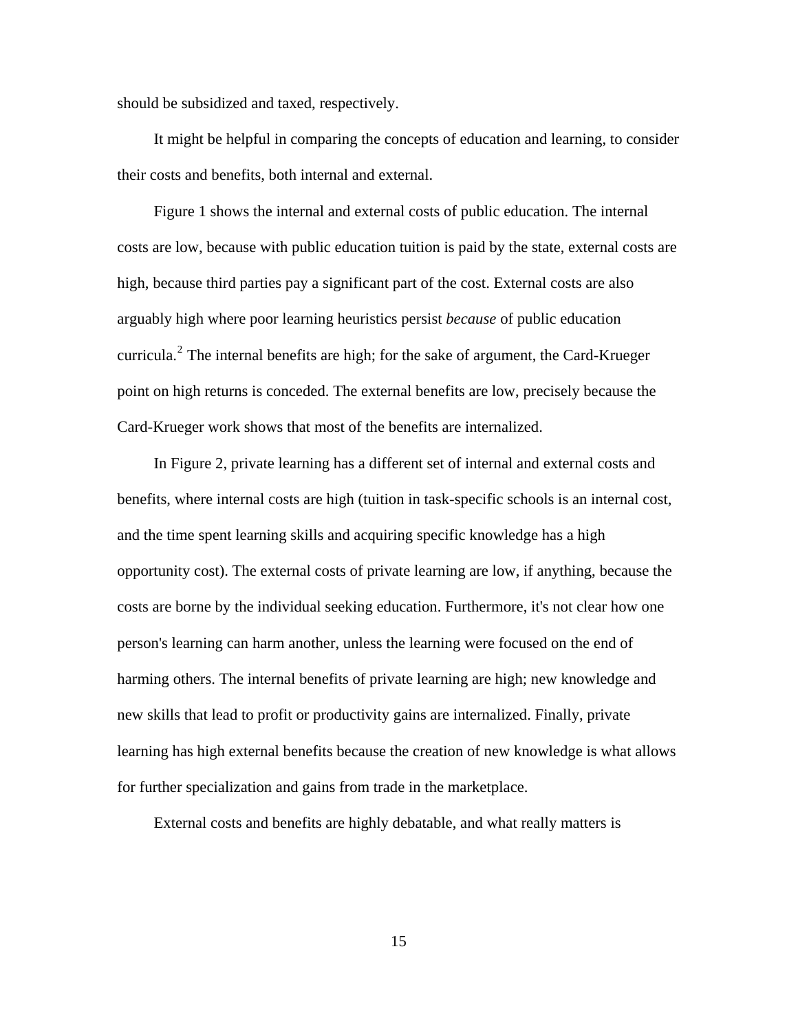should be subsidized and taxed, respectively.

It might be helpful in comparing the concepts of education and learning, to consider their costs and benefits, both internal and external.

Figure 1 shows the internal and external costs of public education. The internal costs are low, because with public education tuition is paid by the state, external costs are high, because third parties pay a significant part of the cost. External costs are also arguably high where poor learning heuristics persist *because* of public education curricula.[2] The internal benefits are high; for the sake of argument, the Card-Krueger point on high returns is conceded. The external benefits are low, precisely because the Card-Krueger work shows that most of the benefits are internalized.

In Figure 2, private learning has a different set of internal and external costs and benefits, where internal costs are high (tuition in task-specific schools is an internal cost, and the time spent learning skills and acquiring specific knowledge has a high opportunity cost). The external costs of private learning are low, if anything, because the costs are borne by the individual seeking education. Furthermore, it's not clear how one person's learning can harm another, unless the learning were focused on the end of harming others. The internal benefits of private learning are high; new knowledge and new skills that lead to profit or productivity gains are internalized. Finally, private learning has high external benefits because the creation of new knowledge is what allows for further specialization and gains from trade in the marketplace.

External costs and benefits are highly debatable, and what really matters is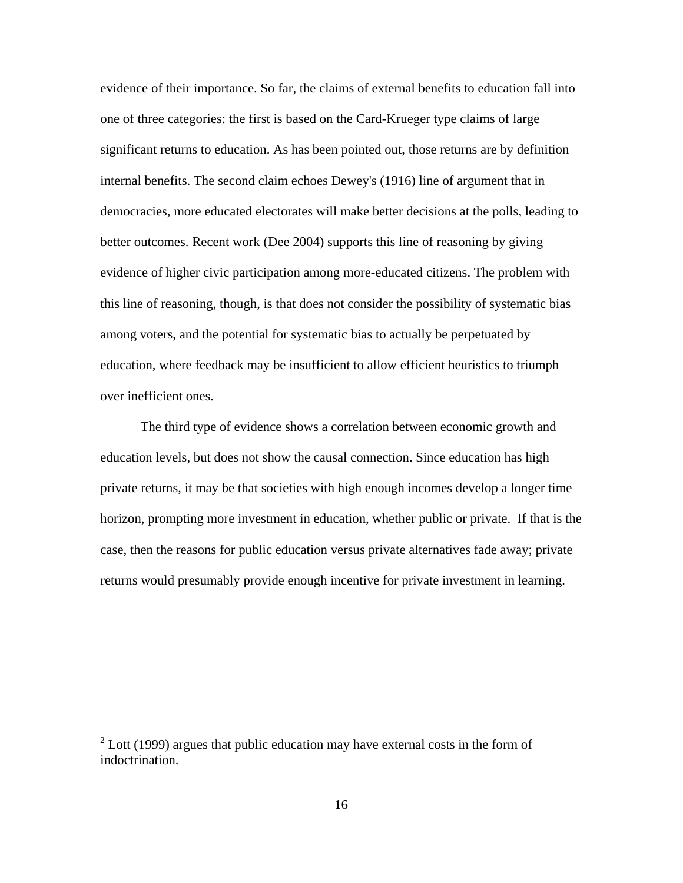evidence of their importance. So far, the claims of external benefits to education fall into one of three categories: the first is based on the Card-Krueger type claims of large significant returns to education. As has been pointed out, those returns are by definition internal benefits. The second claim echoes Dewey's (1916) line of argument that in democracies, more educated electorates will make better decisions at the polls, leading to better outcomes. Recent work (Dee 2004) supports this line of reasoning by giving evidence of higher civic participation among more-educated citizens. The problem with this line of reasoning, though, is that does not consider the possibility of systematic bias among voters, and the potential for systematic bias to actually be perpetuated by education, where feedback may be insufficient to allow efficient heuristics to triumph over inefficient ones.

The third type of evidence shows a correlation between economic growth and education levels, but does not show the causal connection. Since education has high private returns, it may be that societies with high enough incomes develop a longer time horizon, prompting more investment in education, whether public or private. If that is the case, then the reasons for public education versus private alternatives fade away; private returns would presumably provide enough incentive for private investment in learning.

---

[2] Lott (1999) argues that public education may have external costs in the form of indoctrination.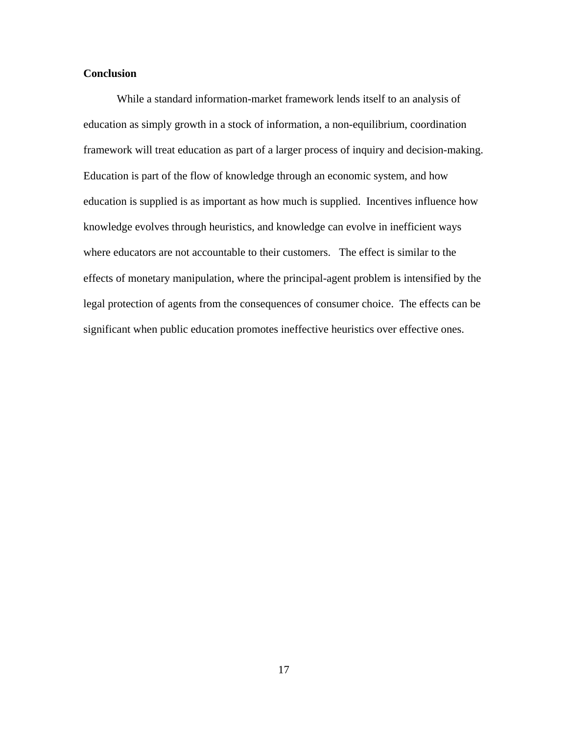## Conclusion

While a standard information-market framework lends itself to an analysis of education as simply growth in a stock of information, a non-equilibrium, coordination framework will treat education as part of a larger process of inquiry and decision-making. Education is part of the flow of knowledge through an economic system, and how education is supplied is as important as how much is supplied. Incentives influence how knowledge evolves through heuristics, and knowledge can evolve in inefficient ways where educators are not accountable to their customers. The effect is similar to the effects of monetary manipulation, where the principal-agent problem is intensified by the legal protection of agents from the consequences of consumer choice. The effects can be significant when public education promotes ineffective heuristics over effective ones.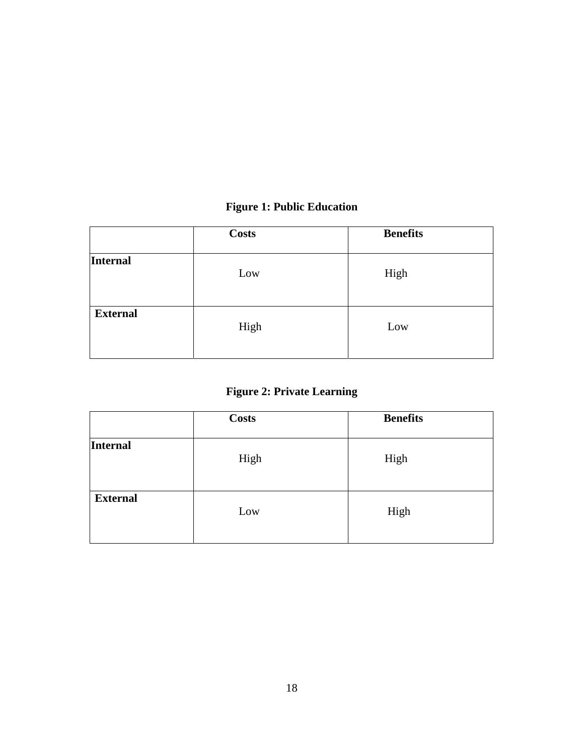**Figure 1: Public Education**

| | Costs | Benefits |
|---|---|---|
| **Internal** | Low | High |
| **External** | High | Low |

**Figure 2: Private Learning**

| | Costs | Benefits |
|---|---|---|
| **Internal** | High | High |
| **External** | Low | High |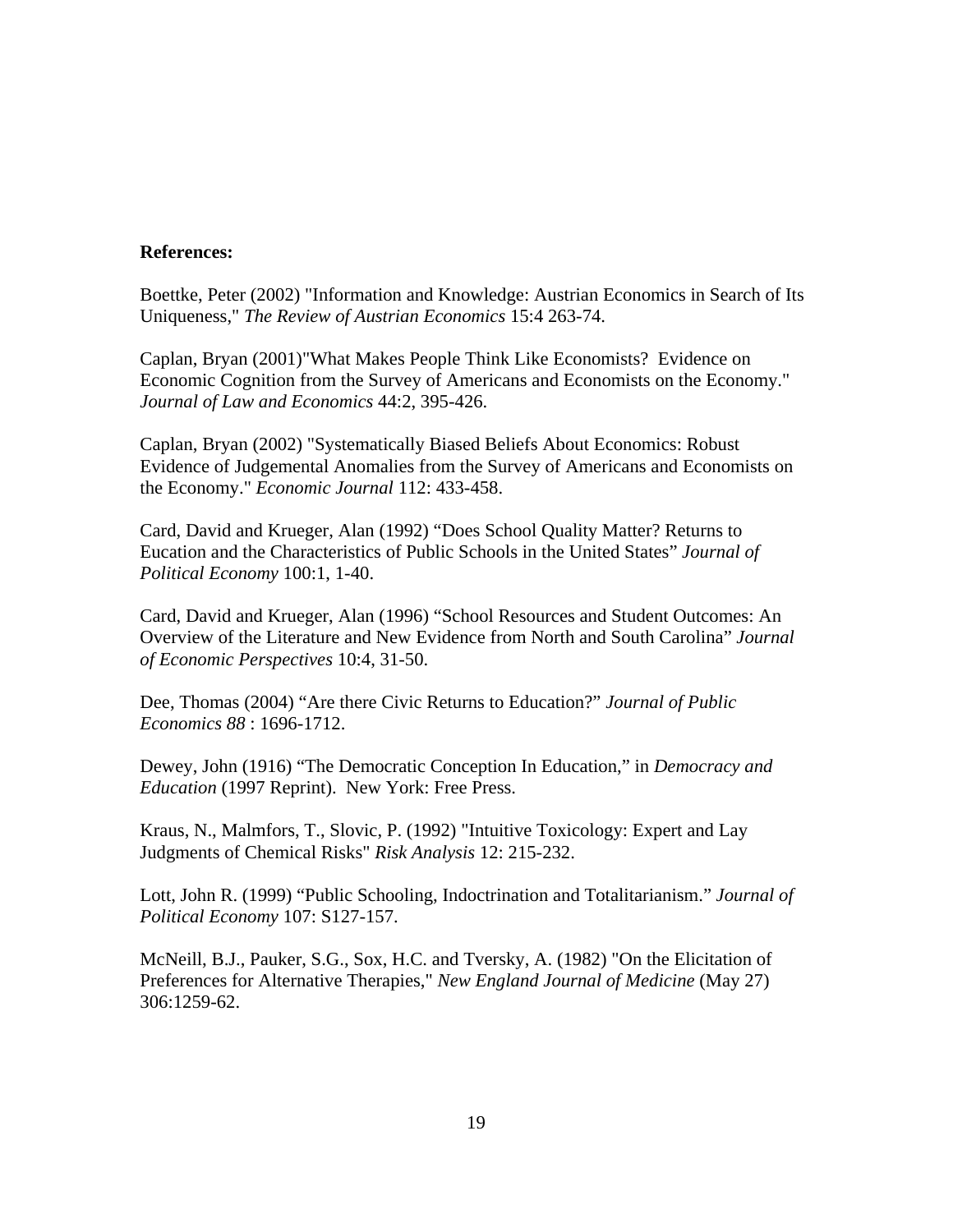**References:**

Boettke, Peter (2002) "Information and Knowledge: Austrian Economics in Search of Its Uniqueness," *The Review of Austrian Economics* 15:4 263-74.

Caplan, Bryan (2001)"What Makes People Think Like Economists? Evidence on Economic Cognition from the Survey of Americans and Economists on the Economy." *Journal of Law and Economics* 44:2, 395-426.

Caplan, Bryan (2002) "Systematically Biased Beliefs About Economics: Robust Evidence of Judgemental Anomalies from the Survey of Americans and Economists on the Economy." *Economic Journal* 112: 433-458.

Card, David and Krueger, Alan (1992) "Does School Quality Matter? Returns to Eucation and the Characteristics of Public Schools in the United States" *Journal of Political Economy* 100:1, 1-40.

Card, David and Krueger, Alan (1996) "School Resources and Student Outcomes: An Overview of the Literature and New Evidence from North and South Carolina" *Journal of Economic Perspectives* 10:4, 31-50.

Dee, Thomas (2004) "Are there Civic Returns to Education?" *Journal of Public Economics 88* : 1696-1712.

Dewey, John (1916) "The Democratic Conception In Education," in *Democracy and Education* (1997 Reprint). New York: Free Press.

Kraus, N., Malmfors, T., Slovic, P. (1992) "Intuitive Toxicology: Expert and Lay Judgments of Chemical Risks" *Risk Analysis* 12: 215-232.

Lott, John R. (1999) "Public Schooling, Indoctrination and Totalitarianism." *Journal of Political Economy* 107: S127-157.

McNeill, B.J., Pauker, S.G., Sox, H.C. and Tversky, A. (1982) "On the Elicitation of Preferences for Alternative Therapies," *New England Journal of Medicine* (May 27) 306:1259-62.